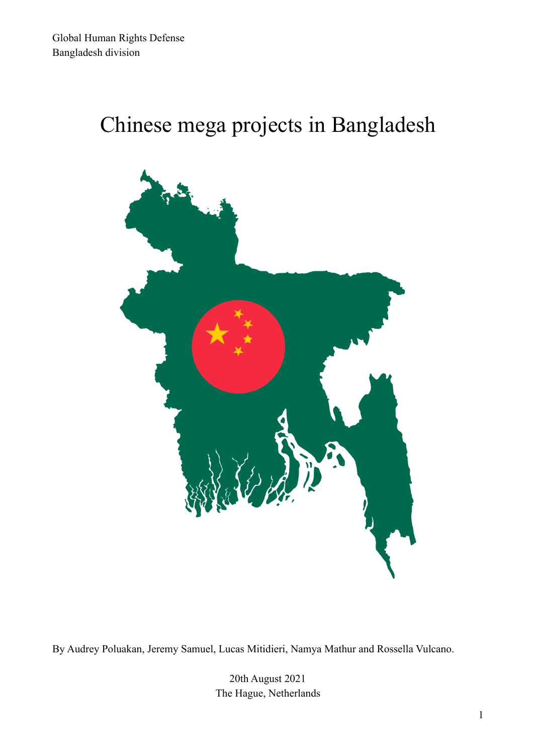Global Human Rights Defense
Bangladesh division

# Chinese mega projects in Bangladesh

By Audrey Poluakan, Jeremy Samuel, Lucas Mitidieri, Namya Mathur and Rossella Vulcano.

20th August 2021
The Hague, Netherlands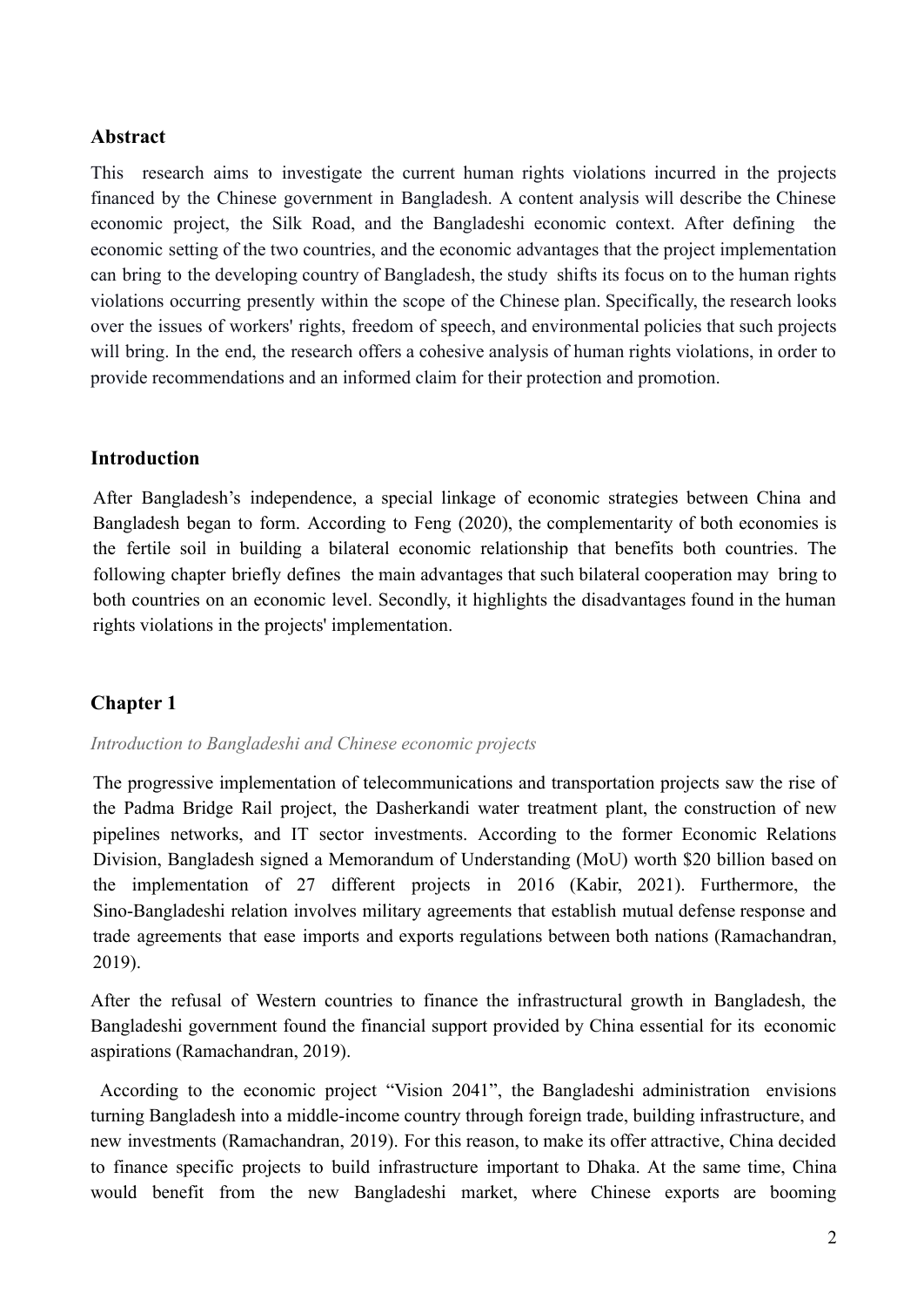## Abstract

This research aims to investigate the current human rights violations incurred in the projects financed by the Chinese government in Bangladesh. A content analysis will describe the Chinese economic project, the Silk Road, and the Bangladeshi economic context. After defining the economic setting of the two countries, and the economic advantages that the project implementation can bring to the developing country of Bangladesh, the study shifts its focus on to the human rights violations occurring presently within the scope of the Chinese plan. Specifically, the research looks over the issues of workers' rights, freedom of speech, and environmental policies that such projects will bring. In the end, the research offers a cohesive analysis of human rights violations, in order to provide recommendations and an informed claim for their protection and promotion.

## Introduction

After Bangladesh's independence, a special linkage of economic strategies between China and Bangladesh began to form. According to Feng (2020), the complementarity of both economies is the fertile soil in building a bilateral economic relationship that benefits both countries. The following chapter briefly defines the main advantages that such bilateral cooperation may bring to both countries on an economic level. Secondly, it highlights the disadvantages found in the human rights violations in the projects' implementation.

## Chapter 1

*Introduction to Bangladeshi and Chinese economic projects*

The progressive implementation of telecommunications and transportation projects saw the rise of the Padma Bridge Rail project, the Dasherkandi water treatment plant, the construction of new pipelines networks, and IT sector investments. According to the former Economic Relations Division, Bangladesh signed a Memorandum of Understanding (MoU) worth $20 billion based on the implementation of 27 different projects in 2016 (Kabir, 2021). Furthermore, the Sino-Bangladeshi relation involves military agreements that establish mutual defense response and trade agreements that ease imports and exports regulations between both nations (Ramachandran, 2019).

After the refusal of Western countries to finance the infrastructural growth in Bangladesh, the Bangladeshi government found the financial support provided by China essential for its economic aspirations (Ramachandran, 2019).

According to the economic project "Vision 2041", the Bangladeshi administration envisions turning Bangladesh into a middle-income country through foreign trade, building infrastructure, and new investments (Ramachandran, 2019). For this reason, to make its offer attractive, China decided to finance specific projects to build infrastructure important to Dhaka. At the same time, China would benefit from the new Bangladeshi market, where Chinese exports are booming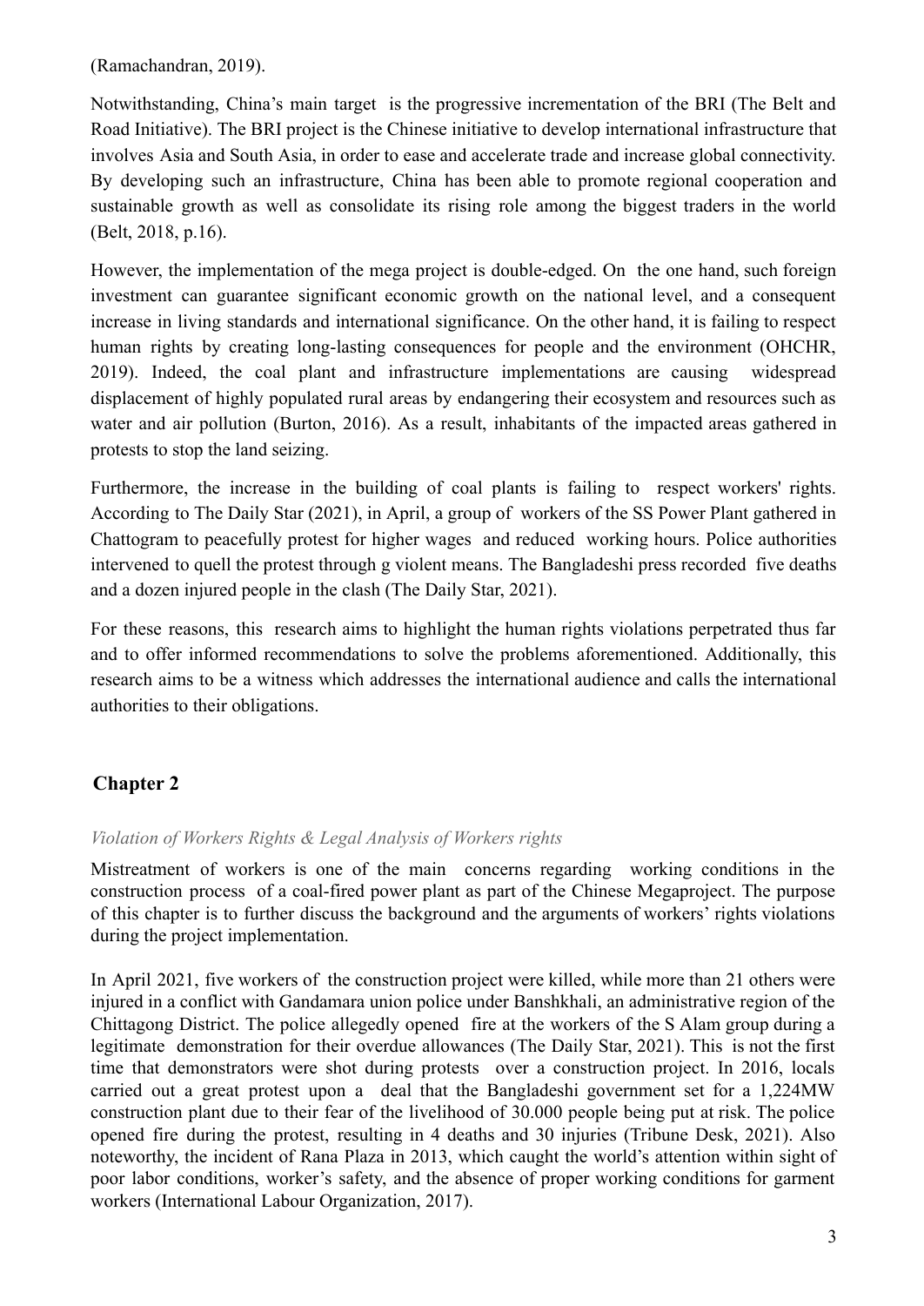(Ramachandran, 2019).

Notwithstanding, China's main target is the progressive incrementation of the BRI (The Belt and Road Initiative). The BRI project is the Chinese initiative to develop international infrastructure that involves Asia and South Asia, in order to ease and accelerate trade and increase global connectivity. By developing such an infrastructure, China has been able to promote regional cooperation and sustainable growth as well as consolidate its rising role among the biggest traders in the world (Belt, 2018, p.16).

However, the implementation of the mega project is double-edged. On the one hand, such foreign investment can guarantee significant economic growth on the national level, and a consequent increase in living standards and international significance. On the other hand, it is failing to respect human rights by creating long-lasting consequences for people and the environment (OHCHR, 2019). Indeed, the coal plant and infrastructure implementations are causing widespread displacement of highly populated rural areas by endangering their ecosystem and resources such as water and air pollution (Burton, 2016). As a result, inhabitants of the impacted areas gathered in protests to stop the land seizing.

Furthermore, the increase in the building of coal plants is failing to respect workers' rights. According to The Daily Star (2021), in April, a group of workers of the SS Power Plant gathered in Chattogram to peacefully protest for higher wages and reduced working hours. Police authorities intervened to quell the protest through g violent means. The Bangladeshi press recorded five deaths and a dozen injured people in the clash (The Daily Star, 2021).

For these reasons, this research aims to highlight the human rights violations perpetrated thus far and to offer informed recommendations to solve the problems aforementioned. Additionally, this research aims to be a witness which addresses the international audience and calls the international authorities to their obligations.

## Chapter 2

### *Violation of Workers Rights & Legal Analysis of Workers rights*

Mistreatment of workers is one of the main concerns regarding working conditions in the construction process of a coal-fired power plant as part of the Chinese Megaproject. The purpose of this chapter is to further discuss the background and the arguments of workers' rights violations during the project implementation.

In April 2021, five workers of the construction project were killed, while more than 21 others were injured in a conflict with Gandamara union police under Banshkhali, an administrative region of the Chittagong District. The police allegedly opened fire at the workers of the S Alam group during a legitimate demonstration for their overdue allowances (The Daily Star, 2021). This is not the first time that demonstrators were shot during protests over a construction project. In 2016, locals carried out a great protest upon a deal that the Bangladeshi government set for a 1,224MW construction plant due to their fear of the livelihood of 30.000 people being put at risk. The police opened fire during the protest, resulting in 4 deaths and 30 injuries (Tribune Desk, 2021). Also noteworthy, the incident of Rana Plaza in 2013, which caught the world's attention within sight of poor labor conditions, worker's safety, and the absence of proper working conditions for garment workers (International Labour Organization, 2017).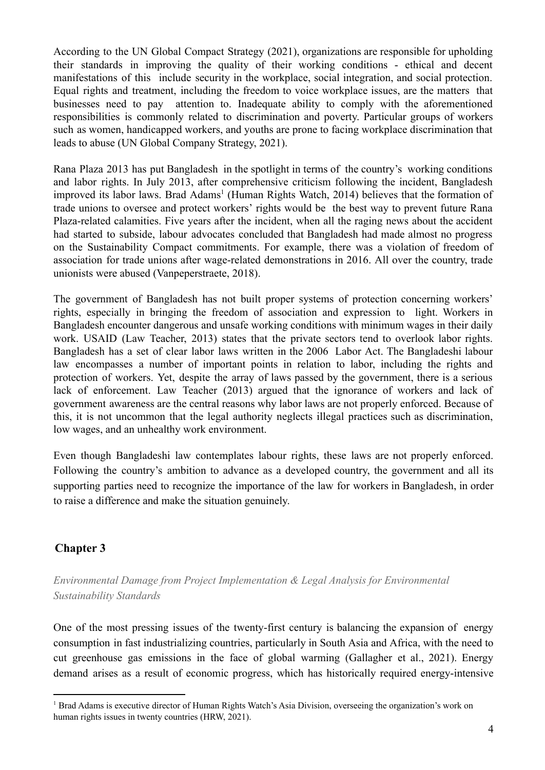According to the UN Global Compact Strategy (2021), organizations are responsible for upholding their standards in improving the quality of their working conditions - ethical and decent manifestations of this include security in the workplace, social integration, and social protection. Equal rights and treatment, including the freedom to voice workplace issues, are the matters that businesses need to pay attention to. Inadequate ability to comply with the aforementioned responsibilities is commonly related to discrimination and poverty. Particular groups of workers such as women, handicapped workers, and youths are prone to facing workplace discrimination that leads to abuse (UN Global Company Strategy, 2021).

Rana Plaza 2013 has put Bangladesh in the spotlight in terms of the country's working conditions and labor rights. In July 2013, after comprehensive criticism following the incident, Bangladesh improved its labor laws. Brad Adams[1] (Human Rights Watch, 2014) believes that the formation of trade unions to oversee and protect workers' rights would be the best way to prevent future Rana Plaza-related calamities. Five years after the incident, when all the raging news about the accident had started to subside, labour advocates concluded that Bangladesh had made almost no progress on the Sustainability Compact commitments. For example, there was a violation of freedom of association for trade unions after wage-related demonstrations in 2016. All over the country, trade unionists were abused (Vanpeperstraete, 2018).

The government of Bangladesh has not built proper systems of protection concerning workers' rights, especially in bringing the freedom of association and expression to light. Workers in Bangladesh encounter dangerous and unsafe working conditions with minimum wages in their daily work. USAID (Law Teacher, 2013) states that the private sectors tend to overlook labor rights. Bangladesh has a set of clear labor laws written in the 2006 Labor Act. The Bangladeshi labour law encompasses a number of important points in relation to labor, including the rights and protection of workers. Yet, despite the array of laws passed by the government, there is a serious lack of enforcement. Law Teacher (2013) argued that the ignorance of workers and lack of government awareness are the central reasons why labor laws are not properly enforced. Because of this, it is not uncommon that the legal authority neglects illegal practices such as discrimination, low wages, and an unhealthy work environment.

Even though Bangladeshi law contemplates labour rights, these laws are not properly enforced. Following the country's ambition to advance as a developed country, the government and all its supporting parties need to recognize the importance of the law for workers in Bangladesh, in order to raise a difference and make the situation genuinely.

## Chapter 3

*Environmental Damage from Project Implementation & Legal Analysis for Environmental Sustainability Standards*

One of the most pressing issues of the twenty-first century is balancing the expansion of energy consumption in fast industrializing countries, particularly in South Asia and Africa, with the need to cut greenhouse gas emissions in the face of global warming (Gallagher et al., 2021). Energy demand arises as a result of economic progress, which has historically required energy-intensive

---

[1] Brad Adams is executive director of Human Rights Watch's Asia Division, overseeing the organization's work on human rights issues in twenty countries (HRW, 2021).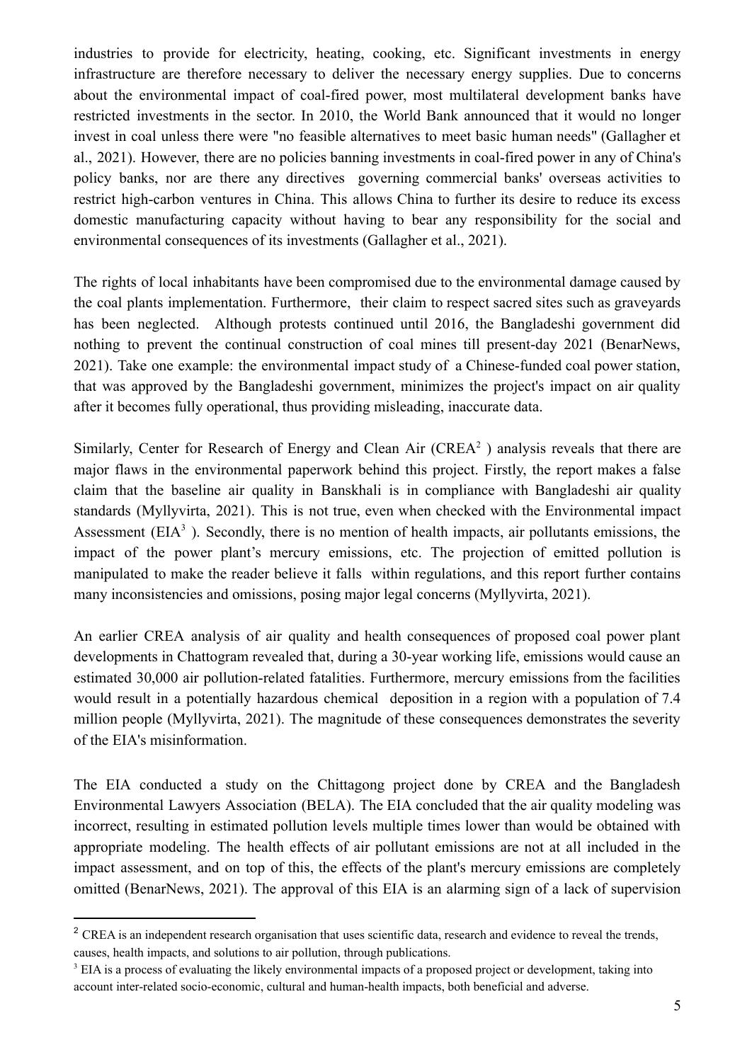industries to provide for electricity, heating, cooking, etc. Significant investments in energy infrastructure are therefore necessary to deliver the necessary energy supplies. Due to concerns about the environmental impact of coal-fired power, most multilateral development banks have restricted investments in the sector. In 2010, the World Bank announced that it would no longer invest in coal unless there were "no feasible alternatives to meet basic human needs" (Gallagher et al., 2021). However, there are no policies banning investments in coal-fired power in any of China's policy banks, nor are there any directives governing commercial banks' overseas activities to restrict high-carbon ventures in China. This allows China to further its desire to reduce its excess domestic manufacturing capacity without having to bear any responsibility for the social and environmental consequences of its investments (Gallagher et al., 2021).

The rights of local inhabitants have been compromised due to the environmental damage caused by the coal plants implementation. Furthermore, their claim to respect sacred sites such as graveyards has been neglected. Although protests continued until 2016, the Bangladeshi government did nothing to prevent the continual construction of coal mines till present-day 2021 (BenarNews, 2021). Take one example: the environmental impact study of a Chinese-funded coal power station, that was approved by the Bangladeshi government, minimizes the project's impact on air quality after it becomes fully operational, thus providing misleading, inaccurate data.

Similarly, Center for Research of Energy and Clean Air (CREA[2] ) analysis reveals that there are major flaws in the environmental paperwork behind this project. Firstly, the report makes a false claim that the baseline air quality in Banskhali is in compliance with Bangladeshi air quality standards (Myllyvirta, 2021). This is not true, even when checked with the Environmental impact Assessment (EIA[3] ). Secondly, there is no mention of health impacts, air pollutants emissions, the impact of the power plant's mercury emissions, etc. The projection of emitted pollution is manipulated to make the reader believe it falls within regulations, and this report further contains many inconsistencies and omissions, posing major legal concerns (Myllyvirta, 2021).

An earlier CREA analysis of air quality and health consequences of proposed coal power plant developments in Chattogram revealed that, during a 30-year working life, emissions would cause an estimated 30,000 air pollution-related fatalities. Furthermore, mercury emissions from the facilities would result in a potentially hazardous chemical deposition in a region with a population of 7.4 million people (Myllyvirta, 2021). The magnitude of these consequences demonstrates the severity of the EIA's misinformation.

The EIA conducted a study on the Chittagong project done by CREA and the Bangladesh Environmental Lawyers Association (BELA). The EIA concluded that the air quality modeling was incorrect, resulting in estimated pollution levels multiple times lower than would be obtained with appropriate modeling. The health effects of air pollutant emissions are not at all included in the impact assessment, and on top of this, the effects of the plant's mercury emissions are completely omitted (BenarNews, 2021). The approval of this EIA is an alarming sign of a lack of supervision

[2] CREA is an independent research organisation that uses scientific data, research and evidence to reveal the trends, causes, health impacts, and solutions to air pollution, through publications.

[3] EIA is a process of evaluating the likely environmental impacts of a proposed project or development, taking into account inter-related socio-economic, cultural and human-health impacts, both beneficial and adverse.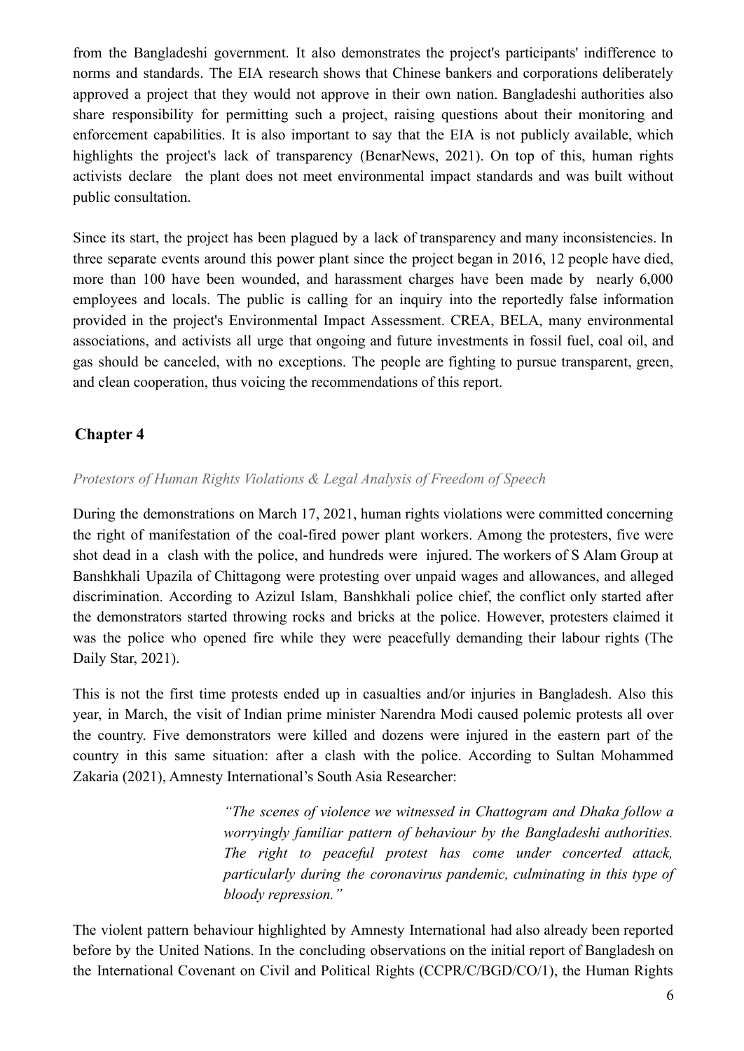from the Bangladeshi government. It also demonstrates the project's participants' indifference to norms and standards. The EIA research shows that Chinese bankers and corporations deliberately approved a project that they would not approve in their own nation. Bangladeshi authorities also share responsibility for permitting such a project, raising questions about their monitoring and enforcement capabilities. It is also important to say that the EIA is not publicly available, which highlights the project's lack of transparency (BenarNews, 2021). On top of this, human rights activists declare the plant does not meet environmental impact standards and was built without public consultation.

Since its start, the project has been plagued by a lack of transparency and many inconsistencies. In three separate events around this power plant since the project began in 2016, 12 people have died, more than 100 have been wounded, and harassment charges have been made by nearly 6,000 employees and locals. The public is calling for an inquiry into the reportedly false information provided in the project's Environmental Impact Assessment. CREA, BELA, many environmental associations, and activists all urge that ongoing and future investments in fossil fuel, coal oil, and gas should be canceled, with no exceptions. The people are fighting to pursue transparent, green, and clean cooperation, thus voicing the recommendations of this report.

## Chapter 4

*Protestors of Human Rights Violations & Legal Analysis of Freedom of Speech*

During the demonstrations on March 17, 2021, human rights violations were committed concerning the right of manifestation of the coal-fired power plant workers. Among the protesters, five were shot dead in a clash with the police, and hundreds were injured. The workers of S Alam Group at Banshkhali Upazila of Chittagong were protesting over unpaid wages and allowances, and alleged discrimination. According to Azizul Islam, Banshkhali police chief, the conflict only started after the demonstrators started throwing rocks and bricks at the police. However, protesters claimed it was the police who opened fire while they were peacefully demanding their labour rights (The Daily Star, 2021).

This is not the first time protests ended up in casualties and/or injuries in Bangladesh. Also this year, in March, the visit of Indian prime minister Narendra Modi caused polemic protests all over the country. Five demonstrators were killed and dozens were injured in the eastern part of the country in this same situation: after a clash with the police. According to Sultan Mohammed Zakaria (2021), Amnesty International's South Asia Researcher:

> *"The scenes of violence we witnessed in Chattogram and Dhaka follow a worryingly familiar pattern of behaviour by the Bangladeshi authorities. The right to peaceful protest has come under concerted attack, particularly during the coronavirus pandemic, culminating in this type of bloody repression."*

The violent pattern behaviour highlighted by Amnesty International had also already been reported before by the United Nations. In the concluding observations on the initial report of Bangladesh on the International Covenant on Civil and Political Rights (CCPR/C/BGD/CO/1), the Human Rights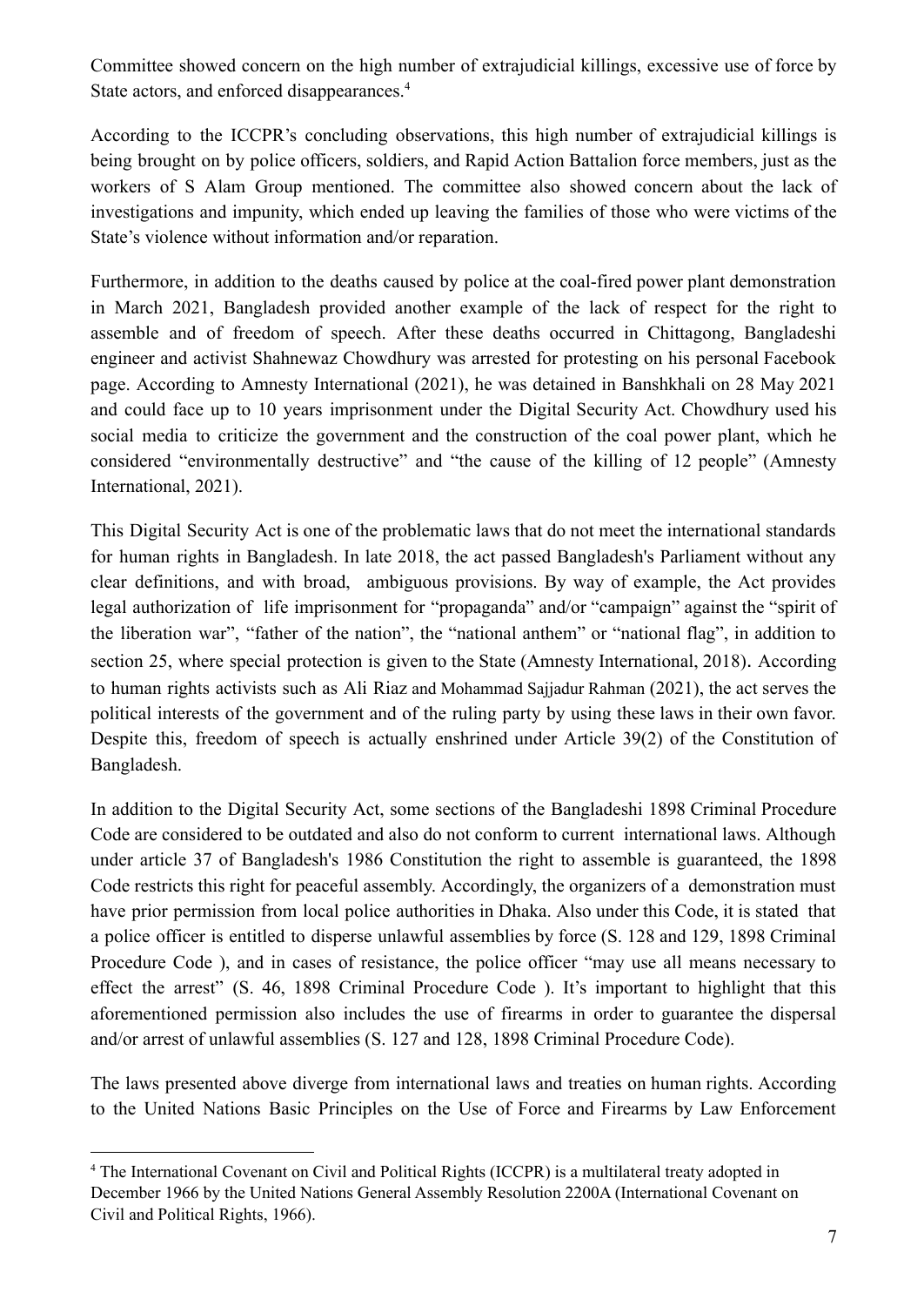Committee showed concern on the high number of extrajudicial killings, excessive use of force by State actors, and enforced disappearances.[4]

According to the ICCPR's concluding observations, this high number of extrajudicial killings is being brought on by police officers, soldiers, and Rapid Action Battalion force members, just as the workers of S Alam Group mentioned. The committee also showed concern about the lack of investigations and impunity, which ended up leaving the families of those who were victims of the State's violence without information and/or reparation.

Furthermore, in addition to the deaths caused by police at the coal-fired power plant demonstration in March 2021, Bangladesh provided another example of the lack of respect for the right to assemble and of freedom of speech. After these deaths occurred in Chittagong, Bangladeshi engineer and activist Shahnewaz Chowdhury was arrested for protesting on his personal Facebook page. According to Amnesty International (2021), he was detained in Banshkhali on 28 May 2021 and could face up to 10 years imprisonment under the Digital Security Act. Chowdhury used his social media to criticize the government and the construction of the coal power plant, which he considered "environmentally destructive" and "the cause of the killing of 12 people" (Amnesty International, 2021).

This Digital Security Act is one of the problematic laws that do not meet the international standards for human rights in Bangladesh. In late 2018, the act passed Bangladesh's Parliament without any clear definitions, and with broad, ambiguous provisions. By way of example, the Act provides legal authorization of life imprisonment for "propaganda" and/or "campaign" against the "spirit of the liberation war", "father of the nation", the "national anthem" or "national flag", in addition to section 25, where special protection is given to the State (Amnesty International, 2018). According to human rights activists such as Ali Riaz and Mohammad Sajjadur Rahman (2021), the act serves the political interests of the government and of the ruling party by using these laws in their own favor. Despite this, freedom of speech is actually enshrined under Article 39(2) of the Constitution of Bangladesh.

In addition to the Digital Security Act, some sections of the Bangladeshi 1898 Criminal Procedure Code are considered to be outdated and also do not conform to current international laws. Although under article 37 of Bangladesh's 1986 Constitution the right to assemble is guaranteed, the 1898 Code restricts this right for peaceful assembly. Accordingly, the organizers of a demonstration must have prior permission from local police authorities in Dhaka. Also under this Code, it is stated that a police officer is entitled to disperse unlawful assemblies by force (S. 128 and 129, 1898 Criminal Procedure Code ), and in cases of resistance, the police officer "may use all means necessary to effect the arrest" (S. 46, 1898 Criminal Procedure Code ). It's important to highlight that this aforementioned permission also includes the use of firearms in order to guarantee the dispersal and/or arrest of unlawful assemblies (S. 127 and 128, 1898 Criminal Procedure Code).

The laws presented above diverge from international laws and treaties on human rights. According to the United Nations Basic Principles on the Use of Force and Firearms by Law Enforcement

---

[4] The International Covenant on Civil and Political Rights (ICCPR) is a multilateral treaty adopted in December 1966 by the United Nations General Assembly Resolution 2200A (International Covenant on Civil and Political Rights, 1966).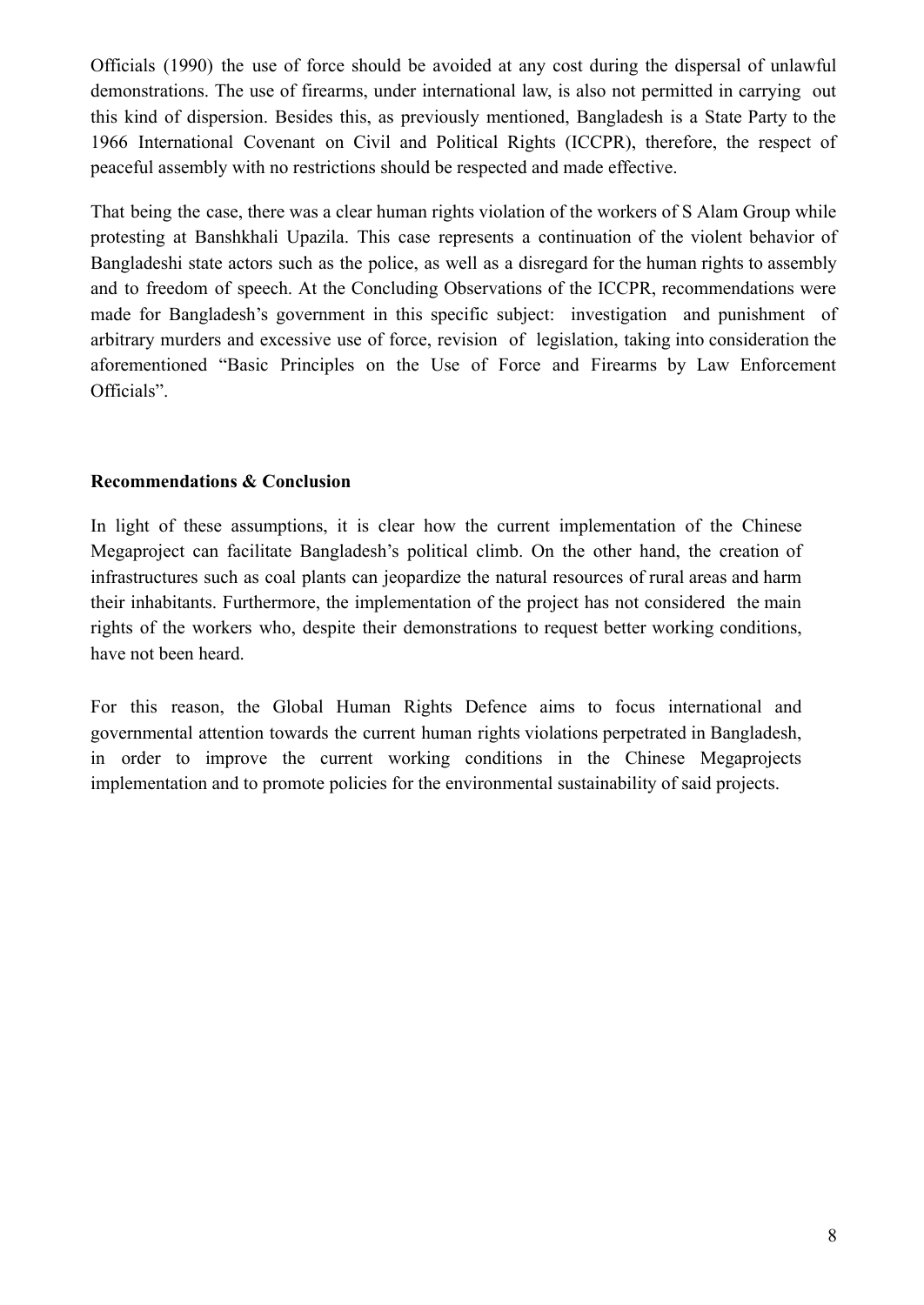Officials (1990) the use of force should be avoided at any cost during the dispersal of unlawful demonstrations. The use of firearms, under international law, is also not permitted in carrying out this kind of dispersion. Besides this, as previously mentioned, Bangladesh is a State Party to the 1966 International Covenant on Civil and Political Rights (ICCPR), therefore, the respect of peaceful assembly with no restrictions should be respected and made effective.

That being the case, there was a clear human rights violation of the workers of S Alam Group while protesting at Banshkhali Upazila. This case represents a continuation of the violent behavior of Bangladeshi state actors such as the police, as well as a disregard for the human rights to assembly and to freedom of speech. At the Concluding Observations of the ICCPR, recommendations were made for Bangladesh's government in this specific subject: investigation and punishment of arbitrary murders and excessive use of force, revision of legislation, taking into consideration the aforementioned "Basic Principles on the Use of Force and Firearms by Law Enforcement Officials".

**Recommendations & Conclusion**

In light of these assumptions, it is clear how the current implementation of the Chinese Megaproject can facilitate Bangladesh's political climb. On the other hand, the creation of infrastructures such as coal plants can jeopardize the natural resources of rural areas and harm their inhabitants. Furthermore, the implementation of the project has not considered the main rights of the workers who, despite their demonstrations to request better working conditions, have not been heard.

For this reason, the Global Human Rights Defence aims to focus international and governmental attention towards the current human rights violations perpetrated in Bangladesh, in order to improve the current working conditions in the Chinese Megaprojects implementation and to promote policies for the environmental sustainability of said projects.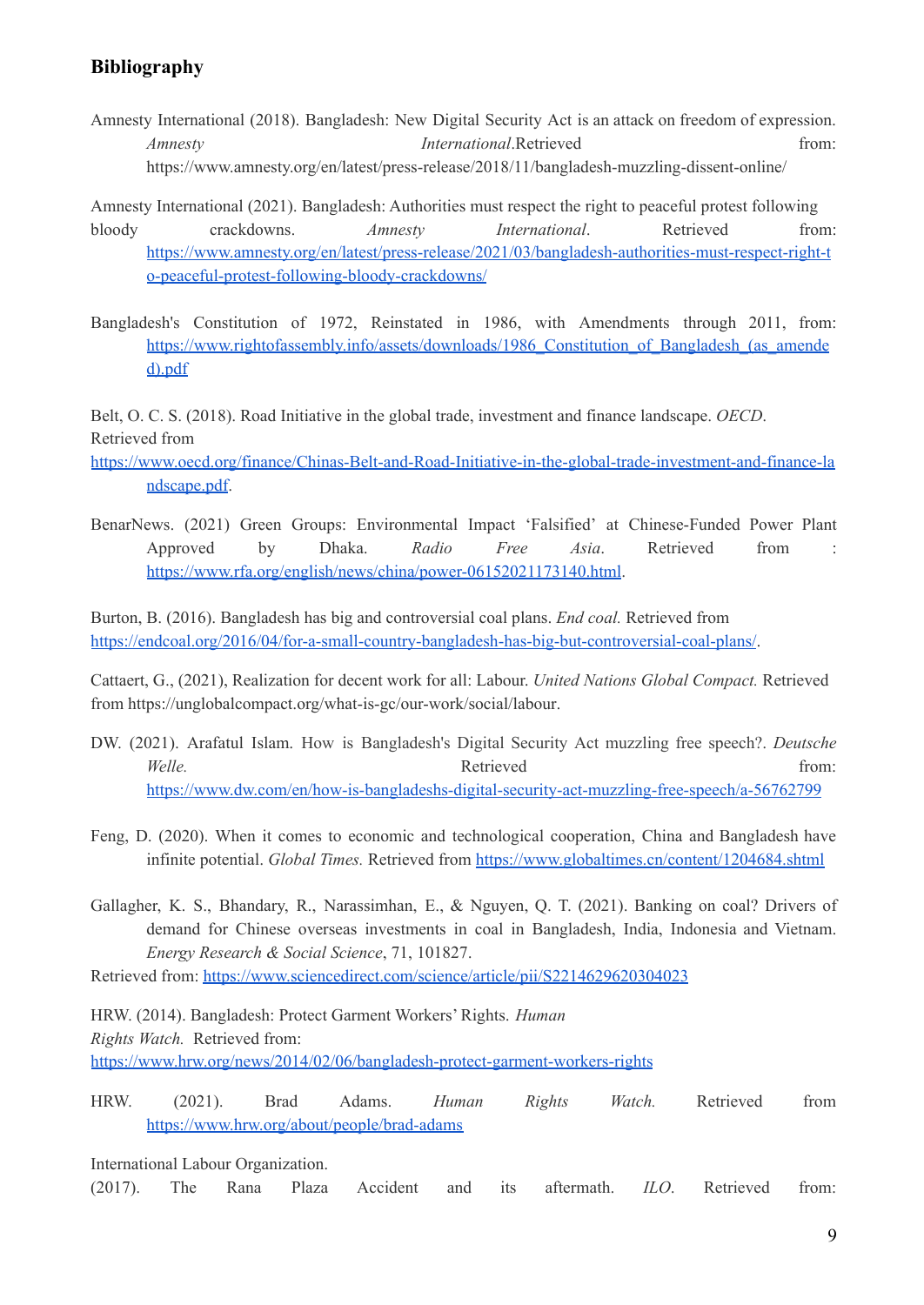## Bibliography

Amnesty International (2018). Bangladesh: New Digital Security Act is an attack on freedom of expression. *Amnesty International*.Retrieved from: https://www.amnesty.org/en/latest/press-release/2018/11/bangladesh-muzzling-dissent-online/

Amnesty International (2021). Bangladesh: Authorities must respect the right to peaceful protest following bloody crackdowns. *Amnesty International*. Retrieved from: https://www.amnesty.org/en/latest/press-release/2021/03/bangladesh-authorities-must-respect-right-to-peaceful-protest-following-bloody-crackdowns/

Bangladesh's Constitution of 1972, Reinstated in 1986, with Amendments through 2011, from: https://www.rightofassembly.info/assets/downloads/1986_Constitution_of_Bangladesh_(as_amended).pdf

Belt, O. C. S. (2018). Road Initiative in the global trade, investment and finance landscape. *OECD*. Retrieved from https://www.oecd.org/finance/Chinas-Belt-and-Road-Initiative-in-the-global-trade-investment-and-finance-landscape.pdf.

BenarNews. (2021) Green Groups: Environmental Impact 'Falsified' at Chinese-Funded Power Plant Approved by Dhaka. *Radio Free Asia*. Retrieved from : https://www.rfa.org/english/news/china/power-06152021173140.html.

Burton, B. (2016). Bangladesh has big and controversial coal plans. *End coal.* Retrieved from https://endcoal.org/2016/04/for-a-small-country-bangladesh-has-big-but-controversial-coal-plans/.

Cattaert, G., (2021), Realization for decent work for all: Labour. *United Nations Global Compact.* Retrieved from https://unglobalcompact.org/what-is-gc/our-work/social/labour.

DW. (2021). Arafatul Islam. How is Bangladesh's Digital Security Act muzzling free speech?. *Deutsche Welle.* Retrieved from: https://www.dw.com/en/how-is-bangladeshs-digital-security-act-muzzling-free-speech/a-56762799

Feng, D. (2020). When it comes to economic and technological cooperation, China and Bangladesh have infinite potential. *Global Times.* Retrieved from https://www.globaltimes.cn/content/1204684.shtml

Gallagher, K. S., Bhandary, R., Narassimhan, E., & Nguyen, Q. T. (2021). Banking on coal? Drivers of demand for Chinese overseas investments in coal in Bangladesh, India, Indonesia and Vietnam. *Energy Research & Social Science*, 71, 101827. Retrieved from: https://www.sciencedirect.com/science/article/pii/S2214629620304023

HRW. (2014). Bangladesh: Protect Garment Workers' Rights. *Human Rights Watch.* Retrieved from: https://www.hrw.org/news/2014/02/06/bangladesh-protect-garment-workers-rights

HRW. (2021). Brad Adams. *Human Rights Watch.* Retrieved from https://www.hrw.org/about/people/brad-adams

International Labour Organization. (2017). The Rana Plaza Accident and its aftermath. *ILO.* Retrieved from: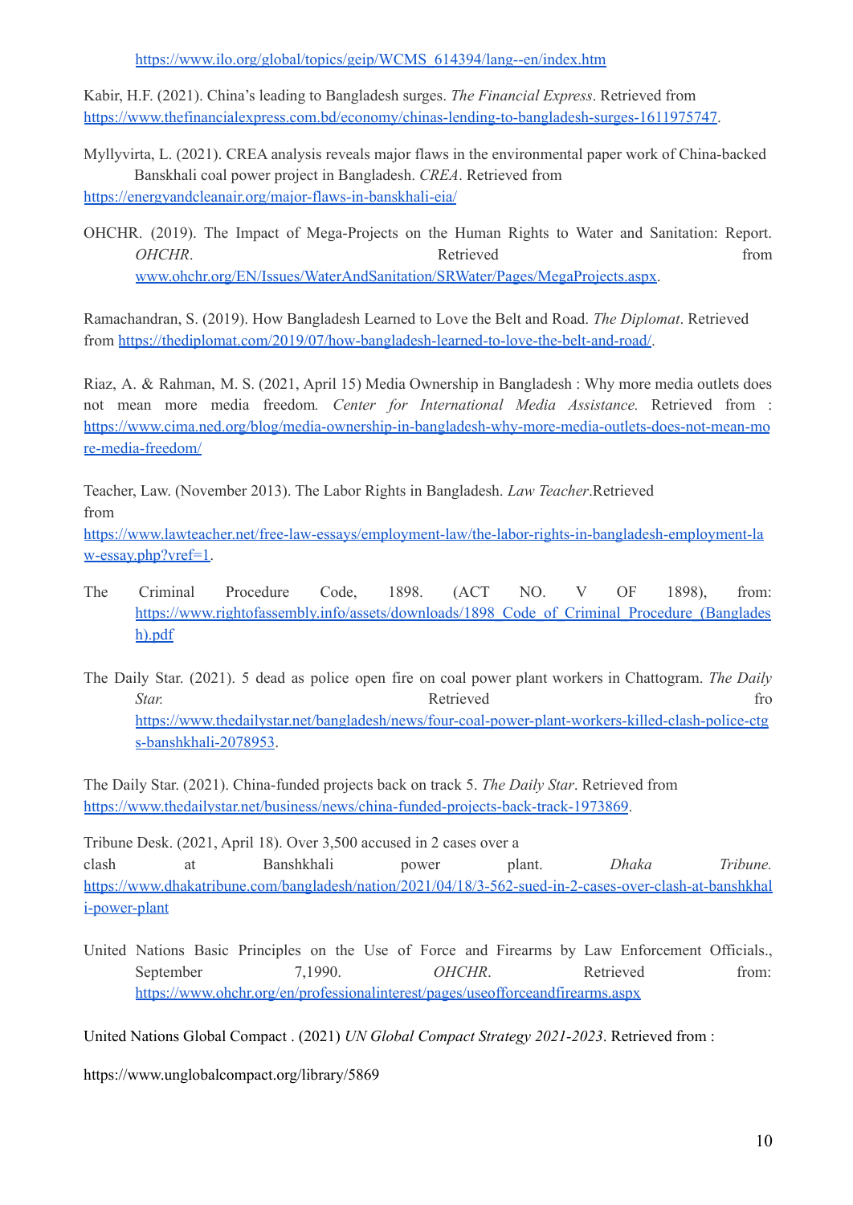https://www.ilo.org/global/topics/geip/WCMS_614394/lang--en/index.htm

Kabir, H.F. (2021). China's leading to Bangladesh surges. *The Financial Express*. Retrieved from https://www.thefinancialexpress.com.bd/economy/chinas-lending-to-bangladesh-surges-1611975747.

Myllyvirta, L. (2021). CREA analysis reveals major flaws in the environmental paper work of China-backed Banskhali coal power project in Bangladesh. *CREA*. Retrieved from https://energyandcleanair.org/major-flaws-in-banskhali-eia/

OHCHR. (2019). The Impact of Mega-Projects on the Human Rights to Water and Sanitation: Report. *OHCHR*. Retrieved from www.ohchr.org/EN/Issues/WaterAndSanitation/SRWater/Pages/MegaProjects.aspx.

Ramachandran, S. (2019). How Bangladesh Learned to Love the Belt and Road. *The Diplomat*. Retrieved from https://thediplomat.com/2019/07/how-bangladesh-learned-to-love-the-belt-and-road/.

Riaz, A. & Rahman, M. S. (2021, April 15) Media Ownership in Bangladesh : Why more media outlets does not mean more media freedom. *Center for International Media Assistance.* Retrieved from : https://www.cima.ned.org/blog/media-ownership-in-bangladesh-why-more-media-outlets-does-not-mean-more-media-freedom/

Teacher, Law. (November 2013). The Labor Rights in Bangladesh. *Law Teacher*.Retrieved from https://www.lawteacher.net/free-law-essays/employment-law/the-labor-rights-in-bangladesh-employment-law-essay.php?vref=1.

The Criminal Procedure Code, 1898. (ACT NO. V OF 1898), from: https://www.rightofassembly.info/assets/downloads/1898_Code_of_Criminal_Procedure_(Bangladesh).pdf

The Daily Star. (2021). 5 dead as police open fire on coal power plant workers in Chattogram. *The Daily Star.* Retrieved fro https://www.thedailystar.net/bangladesh/news/four-coal-power-plant-workers-killed-clash-police-ctgs-banshkhali-2078953.

The Daily Star. (2021). China-funded projects back on track 5. *The Daily Star*. Retrieved from https://www.thedailystar.net/business/news/china-funded-projects-back-track-1973869.

Tribune Desk. (2021, April 18). Over 3,500 accused in 2 cases over a clash at Banshkhali power plant. *Dhaka Tribune.* https://www.dhakatribune.com/bangladesh/nation/2021/04/18/3-562-sued-in-2-cases-over-clash-at-banshkhali-power-plant

United Nations Basic Principles on the Use of Force and Firearms by Law Enforcement Officials., September 7,1990. *OHCHR*. Retrieved from: https://www.ohchr.org/en/professionalinterest/pages/useofforceandfirearms.aspx

United Nations Global Compact . (2021) *UN Global Compact Strategy 2021-2023*. Retrieved from :

https://www.unglobalcompact.org/library/5869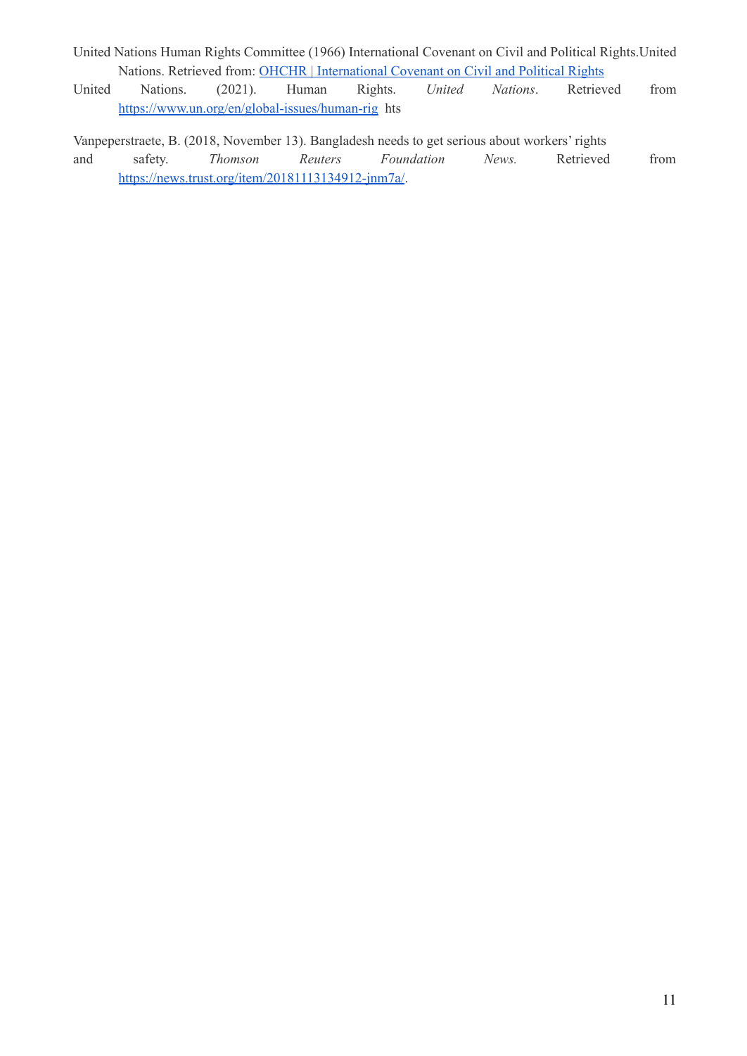United Nations Human Rights Committee (1966) International Covenant on Civil and Political Rights.United Nations. Retrieved from: [OHCHR | International Covenant on Civil and Political Rights](OHCHR | International Covenant on Civil and Political Rights)

United Nations. (2021). Human Rights. *United Nations*. Retrieved from https://www.un.org/en/global-issues/human-rig hts

Vanpeperstraete, B. (2018, November 13). Bangladesh needs to get serious about workers' rights and safety. *Thomson Reuters Foundation News.* Retrieved from https://news.trust.org/item/20181113134912-jnm7a/.